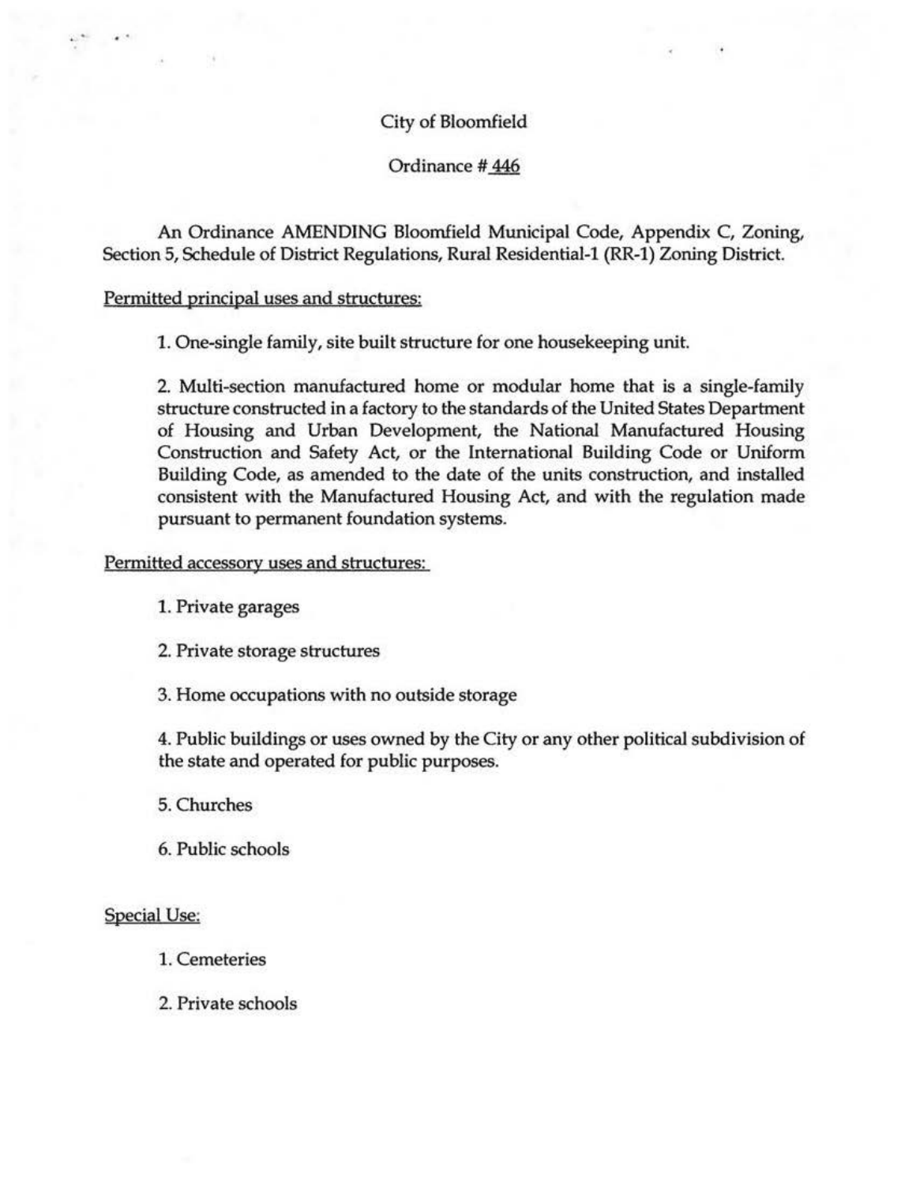City of Bloomfield

Ordinance # 446

An Ordinance AMENDING Bloomfield Municipal Code, Appendix C, Zoning, Section 5, Schedule of District Regulations, Rural Residential-1 (RR-1) Zoning District.

Permitted principal uses and structures:

1. One-single family, site built structure for one housekeeping unit.

2. Multi-section manufactured home or modular home that is a single-family structure constructed in a factory to the standards of the United States Department of Housing and Urban Development, the National Manufactured Housing Construction and Safety Act, or the International Building Code or Uniform Building Code, as amended to the date of the units construction, and installed consistent with the Manufactured Housing Act, and with the regulation made pursuant to permanent foundation systems.

Permitted accessory uses and structures:

1. Private garages

2. Private storage structures

3. Home occupations with no outside storage

4. Public buildings or uses owned by the City or any other political subdivision of the state and operated for public purposes.

5. Churches

6. Public schools

Special Use:

1. Cemeteries

2. Private schools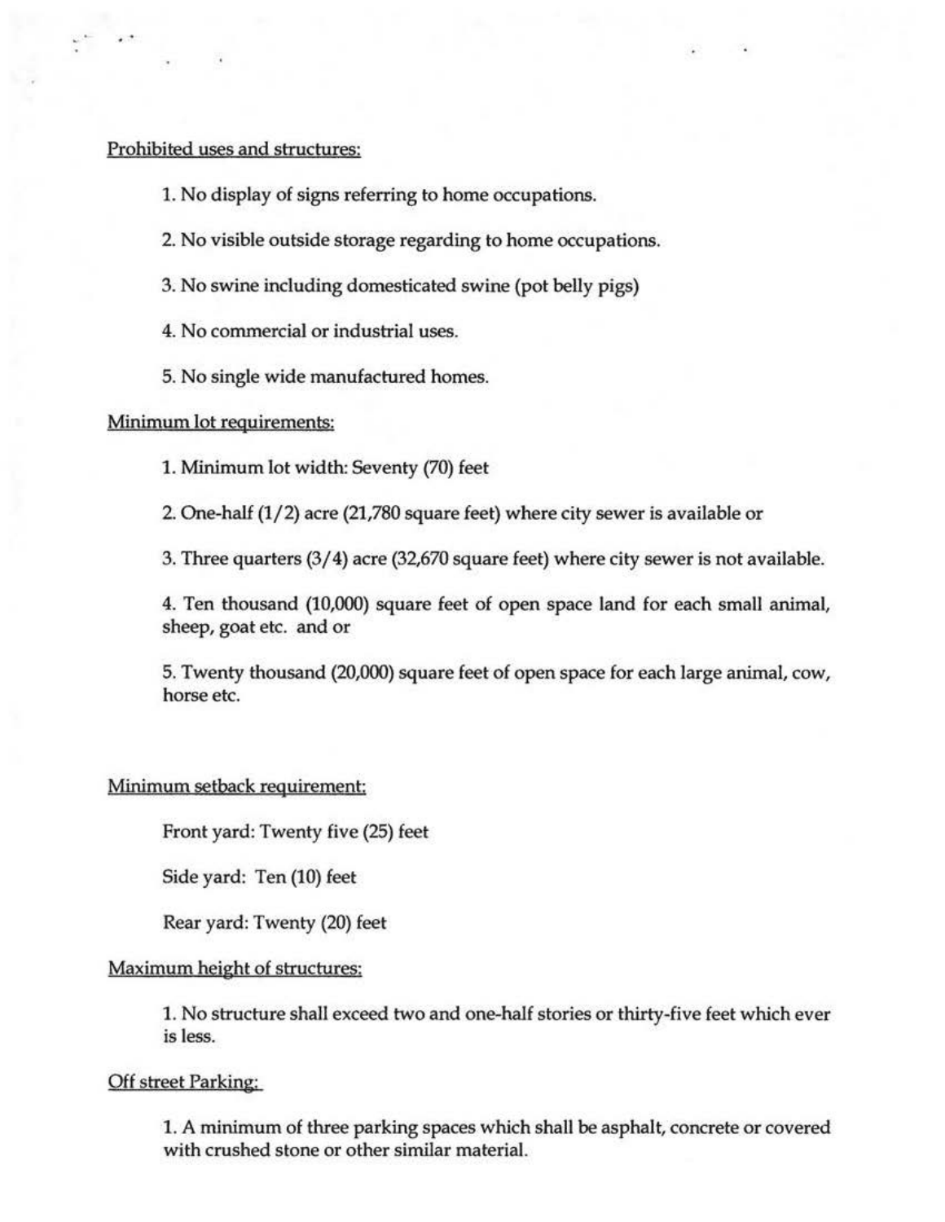Prohibited uses and structures:

1. No display of signs referring to home occupations.

2. No visible outside storage regarding to home occupations.

3. No swine including domesticated swine (pot belly pigs)

4. No commercial or industrial uses.

5. No single wide manufactured homes.

Minimum lot requirements:

1. Minimum lot width: Seventy (70) feet

2. One-half (1/2) acre (21,780 square feet) where city sewer is available or

3. Three quarters (3/4) acre (32,670 square feet) where city sewer is not available.

4. Ten thousand (10,000) square feet of open space land for each small animal, sheep, goat etc. and or

5. Twenty thousand (20,000) square feet of open space for each large animal, cow, horse etc.

Minimum setback requirement:

Front yard: Twenty five (25) feet

Side yard: Ten (10) feet

Rear yard: Twenty (20) feet

Maximum height of structures:

1. No structure shall exceed two and one-half stories or thirty-five feet which ever is less.

Off street Parking:

1. A minimum of three parking spaces which shall be asphalt, concrete or covered with crushed stone or other similar material.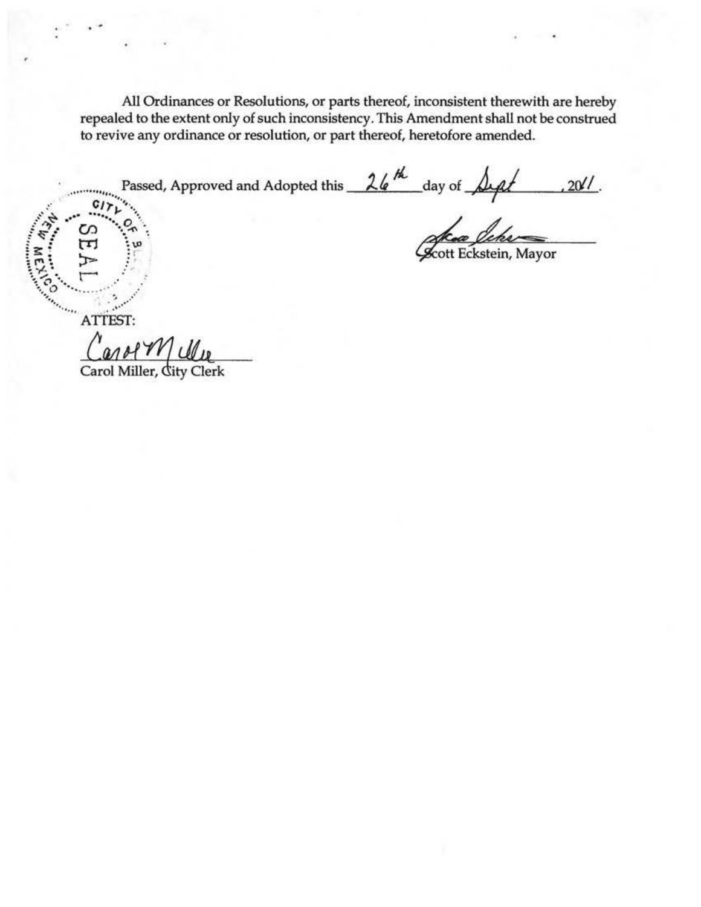All Ordinances or Resolutions, or parts thereof, inconsistent therewith are hereby repealed to the extent only of such inconsistency. This Amendment shall not be construed to revive any ordinance or resolution, or part thereof, heretofore amended.

Passed, Approved and Adopted this 26th day of Sept, 2011.

CITY OF B... NEW MEXICO SEAL

Scott Eckstein, Mayor

ATTEST:

Carol Miller, City Clerk